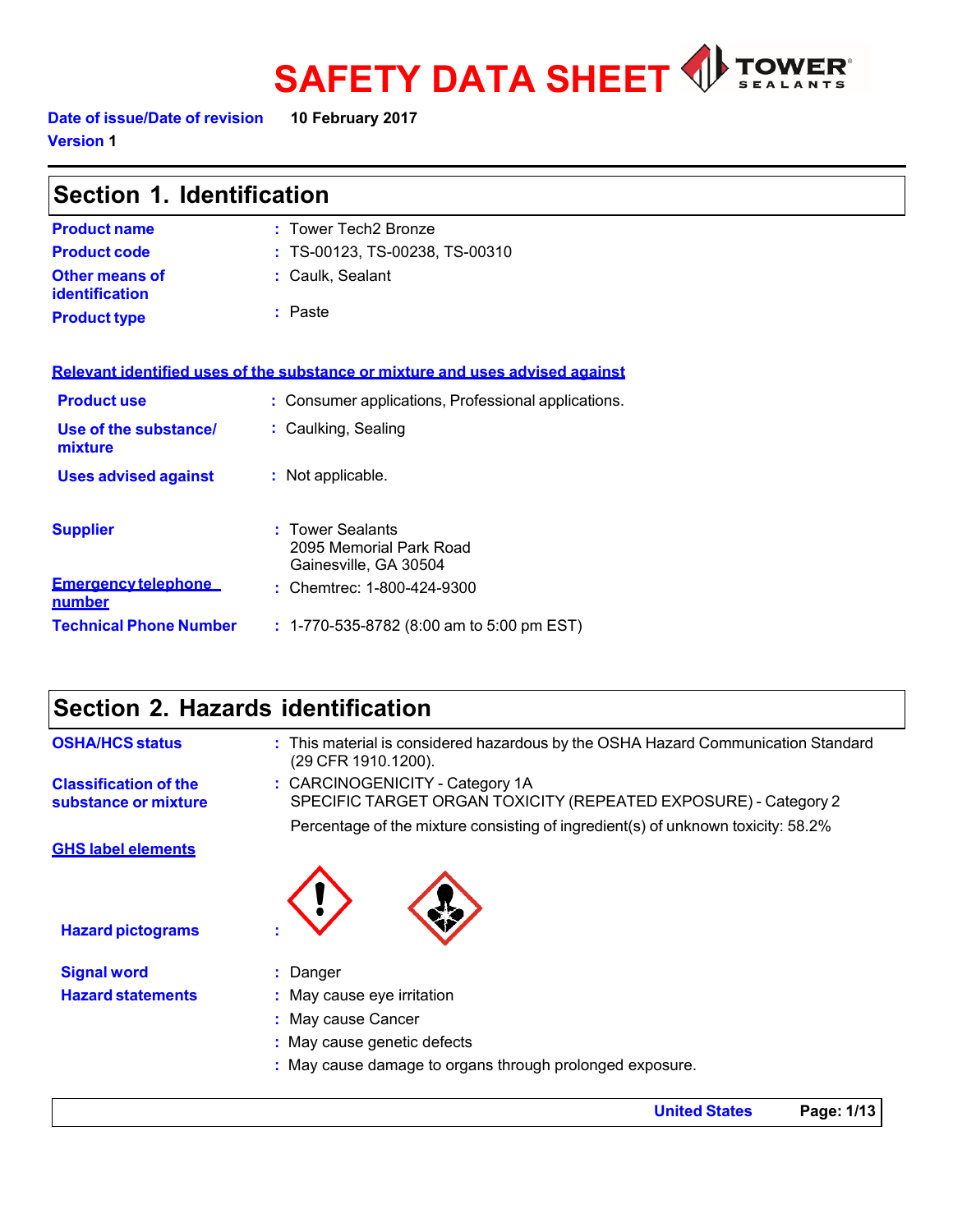# SAFETY DATA SHEET

TOWER SEALANTS

**Date of issue/Date of revision** **10 February 2017**

**Version 1**

## Section 1. Identification

| | |
|---|---|
| **Product name** | : Tower Tech2 Bronze |
| **Product code** | : TS-00123, TS-00238, TS-00310 |
| **Other means of identification** | : Caulk, Sealant |
| **Product type** | : Paste |

**Relevant identified uses of the substance or mixture and uses advised against**

| | |
|---|---|
| **Product use** | : Consumer applications, Professional applications. |
| **Use of the substance/ mixture** | : Caulking, Sealing |
| **Uses advised against** | : Not applicable. |

| | |
|---|---|
| **Supplier** | : Tower Sealants<br>2095 Memorial Park Road<br>Gainesville, GA 30504 |
| **Emergency telephone number** | : Chemtrec: 1-800-424-9300 |
| **Technical Phone Number** | : 1-770-535-8782 (8:00 am to 5:00 pm EST) |

## Section 2. Hazards identification

| | |
|---|---|
| **OSHA/HCS status** | : This material is considered hazardous by the OSHA Hazard Communication Standard (29 CFR 1910.1200). |
| **Classification of the substance or mixture** | : CARCINOGENICITY - Category 1A<br>SPECIFIC TARGET ORGAN TOXICITY (REPEATED EXPOSURE) - Category 2<br>Percentage of the mixture consisting of ingredient(s) of unknown toxicity: 58.2% |

**GHS label elements**

| | |
|---|---|
| **Hazard pictograms** | : |
| **Signal word** | : Danger |
| **Hazard statements** | : May cause eye irritation<br>: May cause Cancer<br>: May cause genetic defects<br>: May cause damage to organs through prolonged exposure. |

United States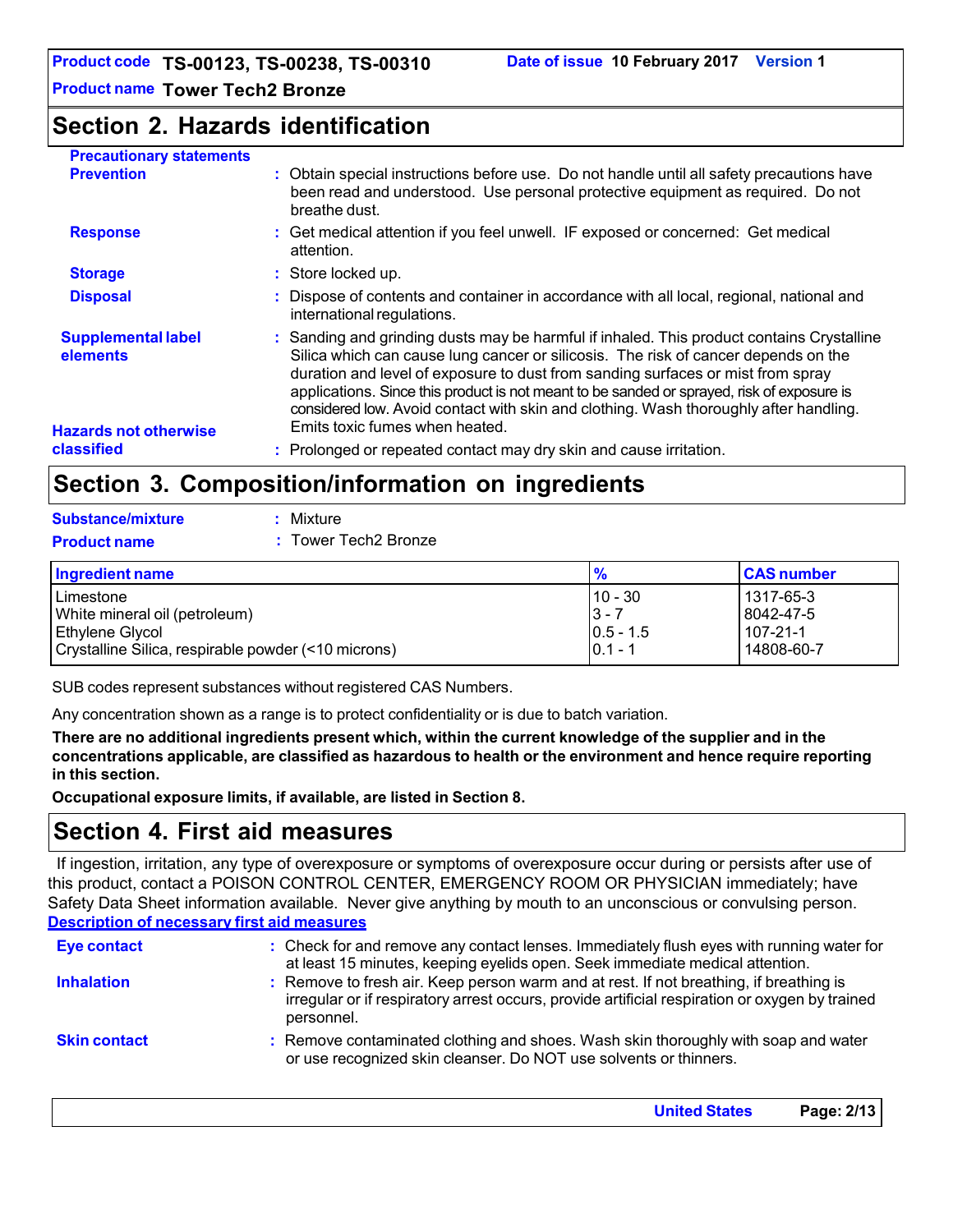## Section 2. Hazards identification

**Precautionary statements**

**Prevention** : Obtain special instructions before use. Do not handle until all safety precautions have been read and understood. Use personal protective equipment as required. Do not breathe dust.

**Response** : Get medical attention if you feel unwell. IF exposed or concerned: Get medical attention.

**Storage** : Store locked up.

**Disposal** : Dispose of contents and container in accordance with all local, regional, national and international regulations.

**Supplemental label elements** : Sanding and grinding dusts may be harmful if inhaled. This product contains Crystalline Silica which can cause lung cancer or silicosis. The risk of cancer depends on the duration and level of exposure to dust from sanding surfaces or mist from spray applications. Since this product is not meant to be sanded or sprayed, risk of exposure is considered low. Avoid contact with skin and clothing. Wash thoroughly after handling. Emits toxic fumes when heated.

**Hazards not otherwise classified** : Prolonged or repeated contact may dry skin and cause irritation.

## Section 3. Composition/information on ingredients

**Substance/mixture** : Mixture

**Product name** : Tower Tech2 Bronze

| Ingredient name | % | CAS number |
|---|---|---|
| Limestone | 10 - 30 | 1317-65-3 |
| White mineral oil (petroleum) | 3 - 7 | 8042-47-5 |
| Ethylene Glycol | 0.5 - 1.5 | 107-21-1 |
| Crystalline Silica, respirable powder (<10 microns) | 0.1 - 1 | 14808-60-7 |

SUB codes represent substances without registered CAS Numbers.

Any concentration shown as a range is to protect confidentiality or is due to batch variation.

**There are no additional ingredients present which, within the current knowledge of the supplier and in the concentrations applicable, are classified as hazardous to health or the environment and hence require reporting in this section.**

**Occupational exposure limits, if available, are listed in Section 8.**

## Section 4. First aid measures

If ingestion, irritation, any type of overexposure or symptoms of overexposure occur during or persists after use of this product, contact a POISON CONTROL CENTER, EMERGENCY ROOM OR PHYSICIAN immediately; have Safety Data Sheet information available. Never give anything by mouth to an unconscious or convulsing person.

**Description of necessary first aid measures**

**Eye contact** : Check for and remove any contact lenses. Immediately flush eyes with running water for at least 15 minutes, keeping eyelids open. Seek immediate medical attention.

**Inhalation** : Remove to fresh air. Keep person warm and at rest. If not breathing, if breathing is irregular or if respiratory arrest occurs, provide artificial respiration or oxygen by trained personnel.

**Skin contact** : Remove contaminated clothing and shoes. Wash skin thoroughly with soap and water or use recognized skin cleanser. Do NOT use solvents or thinners.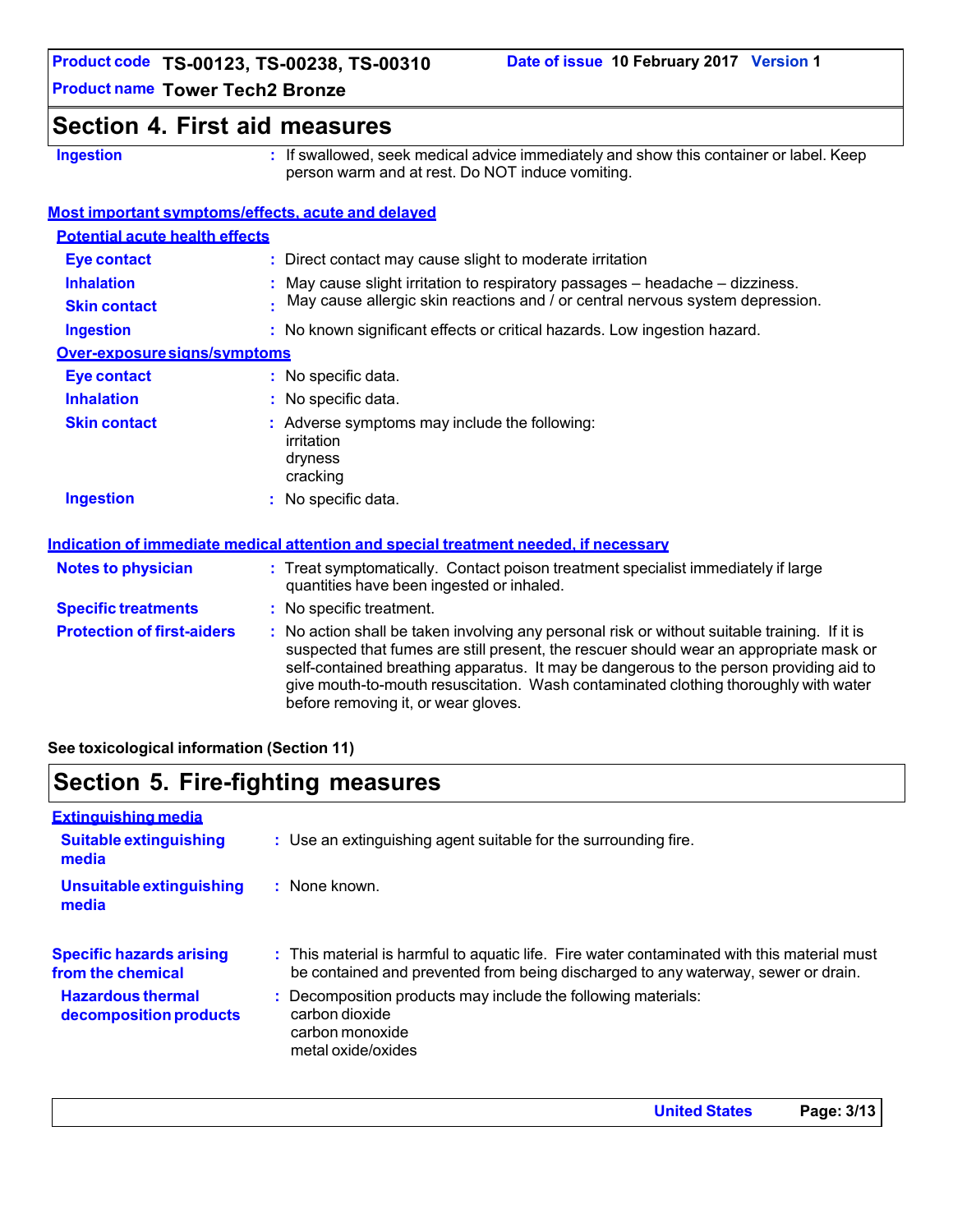## Section 4. First aid measures

**Ingestion** : If swallowed, seek medical advice immediately and show this container or label. Keep person warm and at rest. Do NOT induce vomiting.

### Most important symptoms/effects, acute and delayed

#### Potential acute health effects

**Eye contact** : Direct contact may cause slight to moderate irritation

**Inhalation** : May cause slight irritation to respiratory passages – headache – dizziness.

**Skin contact** : May cause allergic skin reactions and / or central nervous system depression.

**Ingestion** : No known significant effects or critical hazards. Low ingestion hazard.

#### Over-exposure signs/symptoms

**Eye contact** : No specific data.

**Inhalation** : No specific data.

**Skin contact** : Adverse symptoms may include the following:
irritation
dryness
cracking

**Ingestion** : No specific data.

### Indication of immediate medical attention and special treatment needed, if necessary

**Notes to physician** : Treat symptomatically. Contact poison treatment specialist immediately if large quantities have been ingested or inhaled.

**Specific treatments** : No specific treatment.

**Protection of first-aiders** : No action shall be taken involving any personal risk or without suitable training. If it is suspected that fumes are still present, the rescuer should wear an appropriate mask or self-contained breathing apparatus. It may be dangerous to the person providing aid to give mouth-to-mouth resuscitation. Wash contaminated clothing thoroughly with water before removing it, or wear gloves.

**See toxicological information (Section 11)**

## Section 5. Fire-fighting measures

### Extinguishing media

**Suitable extinguishing media** : Use an extinguishing agent suitable for the surrounding fire.

**Unsuitable extinguishing media** : None known.

**Specific hazards arising from the chemical** : This material is harmful to aquatic life. Fire water contaminated with this material must be contained and prevented from being discharged to any waterway, sewer or drain.

**Hazardous thermal decomposition products** : Decomposition products may include the following materials:
carbon dioxide
carbon monoxide
metal oxide/oxides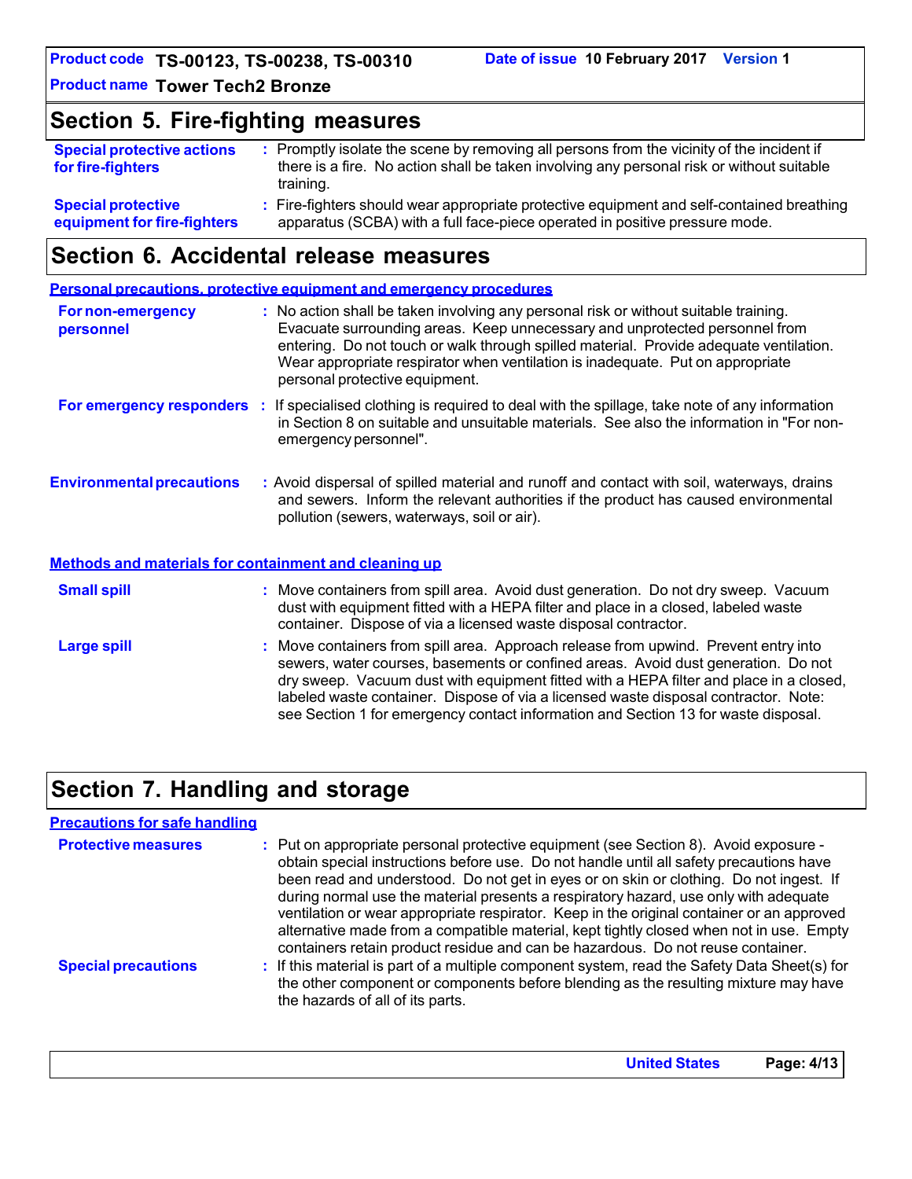## Section 5. Fire-fighting measures

**Special protective actions for fire-fighters** : Promptly isolate the scene by removing all persons from the vicinity of the incident if there is a fire. No action shall be taken involving any personal risk or without suitable training.

**Special protective equipment for fire-fighters** : Fire-fighters should wear appropriate protective equipment and self-contained breathing apparatus (SCBA) with a full face-piece operated in positive pressure mode.

## Section 6. Accidental release measures

### Personal precautions, protective equipment and emergency procedures

**For non-emergency personnel** : No action shall be taken involving any personal risk or without suitable training. Evacuate surrounding areas. Keep unnecessary and unprotected personnel from entering. Do not touch or walk through spilled material. Provide adequate ventilation. Wear appropriate respirator when ventilation is inadequate. Put on appropriate personal protective equipment.

**For emergency responders** : If specialised clothing is required to deal with the spillage, take note of any information in Section 8 on suitable and unsuitable materials. See also the information in "For non-emergency personnel".

**Environmental precautions** : Avoid dispersal of spilled material and runoff and contact with soil, waterways, drains and sewers. Inform the relevant authorities if the product has caused environmental pollution (sewers, waterways, soil or air).

### Methods and materials for containment and cleaning up

**Small spill** : Move containers from spill area. Avoid dust generation. Do not dry sweep. Vacuum dust with equipment fitted with a HEPA filter and place in a closed, labeled waste container. Dispose of via a licensed waste disposal contractor.

**Large spill** : Move containers from spill area. Approach release from upwind. Prevent entry into sewers, water courses, basements or confined areas. Avoid dust generation. Do not dry sweep. Vacuum dust with equipment fitted with a HEPA filter and place in a closed, labeled waste container. Dispose of via a licensed waste disposal contractor. Note: see Section 1 for emergency contact information and Section 13 for waste disposal.

## Section 7. Handling and storage

### Precautions for safe handling

**Protective measures** : Put on appropriate personal protective equipment (see Section 8). Avoid exposure - obtain special instructions before use. Do not handle until all safety precautions have been read and understood. Do not get in eyes or on skin or clothing. Do not ingest. If during normal use the material presents a respiratory hazard, use only with adequate ventilation or wear appropriate respirator. Keep in the original container or an approved alternative made from a compatible material, kept tightly closed when not in use. Empty containers retain product residue and can be hazardous. Do not reuse container.

**Special precautions** : If this material is part of a multiple component system, read the Safety Data Sheet(s) for the other component or components before blending as the resulting mixture may have the hazards of all of its parts.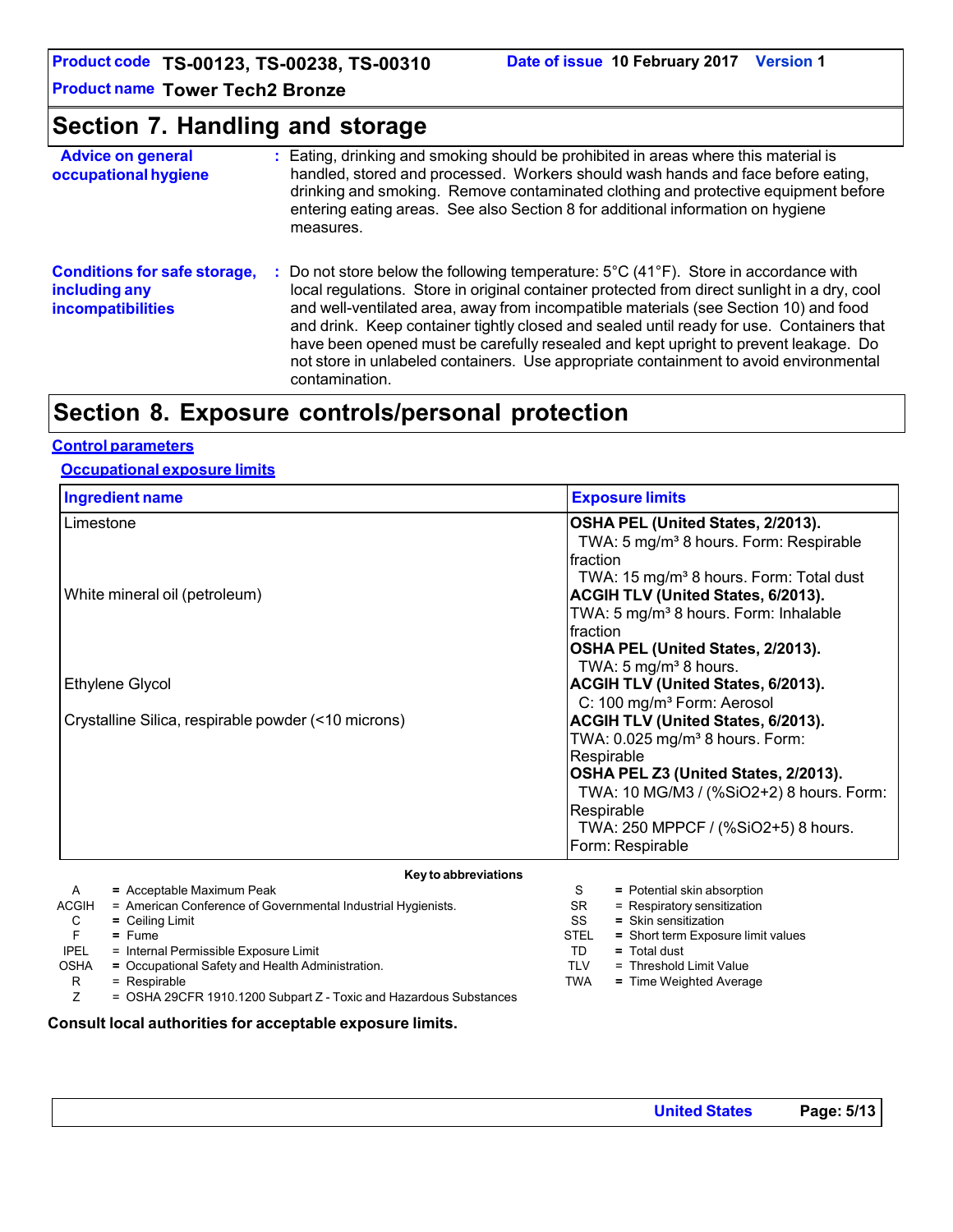## Section 7. Handling and storage

**Advice on general occupational hygiene** : Eating, drinking and smoking should be prohibited in areas where this material is handled, stored and processed. Workers should wash hands and face before eating, drinking and smoking. Remove contaminated clothing and protective equipment before entering eating areas. See also Section 8 for additional information on hygiene measures.

**Conditions for safe storage, including any incompatibilities** : Do not store below the following temperature: 5°C (41°F). Store in accordance with local regulations. Store in original container protected from direct sunlight in a dry, cool and well-ventilated area, away from incompatible materials (see Section 10) and food and drink. Keep container tightly closed and sealed until ready for use. Containers that have been opened must be carefully resealed and kept upright to prevent leakage. Do not store in unlabeled containers. Use appropriate containment to avoid environmental contamination.

## Section 8. Exposure controls/personal protection

### Control parameters

#### Occupational exposure limits

| Ingredient name | Exposure limits |
|---|---|
| Limestone | **OSHA PEL (United States, 2/2013).**<br>TWA: 5 mg/m³ 8 hours. Form: Respirable fraction<br>TWA: 15 mg/m³ 8 hours. Form: Total dust |
| White mineral oil (petroleum) | **ACGIH TLV (United States, 6/2013).**<br>TWA: 5 mg/m³ 8 hours. Form: Inhalable fraction<br>**OSHA PEL (United States, 2/2013).**<br>TWA: 5 mg/m³ 8 hours. |
| Ethylene Glycol | **ACGIH TLV (United States, 6/2013).**<br>C: 100 mg/m³ Form: Aerosol |
| Crystalline Silica, respirable powder (<10 microns) | **ACGIH TLV (United States, 6/2013).**<br>TWA: 0.025 mg/m³ 8 hours. Form: Respirable<br>**OSHA PEL Z3 (United States, 2/2013).**<br>TWA: 10 MG/M3 / (%SiO2+2) 8 hours. Form: Respirable<br>TWA: 250 MPPCF / (%SiO2+5) 8 hours. Form: Respirable |

**Key to abbreviations**

| | | | |
|---|---|---|---|
| A | = Acceptable Maximum Peak | S | = Potential skin absorption |
| ACGIH | = American Conference of Governmental Industrial Hygienists. | SR | = Respiratory sensitization |
| C | = Ceiling Limit | SS | = Skin sensitization |
| F | = Fume | STEL | = Short term Exposure limit values |
| IPEL | = Internal Permissible Exposure Limit | TD | = Total dust |
| OSHA | = Occupational Safety and Health Administration. | TLV | = Threshold Limit Value |
| R | = Respirable | TWA | = Time Weighted Average |
| Z | = OSHA 29CFR 1910.1200 Subpart Z - Toxic and Hazardous Substances | | |

**Consult local authorities for acceptable exposure limits.**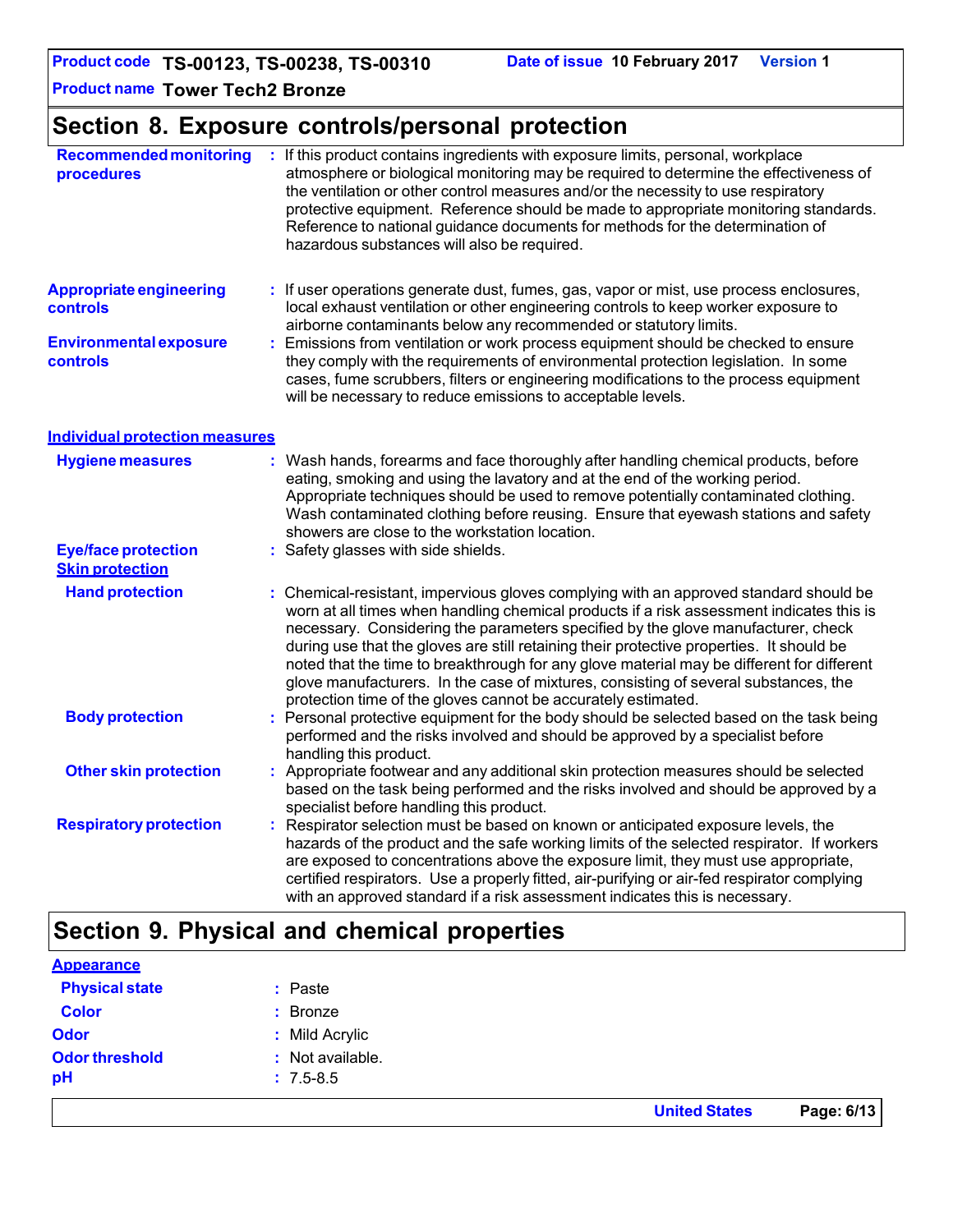## Section 8. Exposure controls/personal protection

**Recommended monitoring procedures** : If this product contains ingredients with exposure limits, personal, workplace atmosphere or biological monitoring may be required to determine the effectiveness of the ventilation or other control measures and/or the necessity to use respiratory protective equipment. Reference should be made to appropriate monitoring standards. Reference to national guidance documents for methods for the determination of hazardous substances will also be required.

**Appropriate engineering controls** : If user operations generate dust, fumes, gas, vapor or mist, use process enclosures, local exhaust ventilation or other engineering controls to keep worker exposure to airborne contaminants below any recommended or statutory limits.

**Environmental exposure controls** : Emissions from ventilation or work process equipment should be checked to ensure they comply with the requirements of environmental protection legislation. In some cases, fume scrubbers, filters or engineering modifications to the process equipment will be necessary to reduce emissions to acceptable levels.

### Individual protection measures

**Hygiene measures** : Wash hands, forearms and face thoroughly after handling chemical products, before eating, smoking and using the lavatory and at the end of the working period. Appropriate techniques should be used to remove potentially contaminated clothing. Wash contaminated clothing before reusing. Ensure that eyewash stations and safety showers are close to the workstation location.

**Eye/face protection** : Safety glasses with side shields.

#### Skin protection

**Hand protection** : Chemical-resistant, impervious gloves complying with an approved standard should be worn at all times when handling chemical products if a risk assessment indicates this is necessary. Considering the parameters specified by the glove manufacturer, check during use that the gloves are still retaining their protective properties. It should be noted that the time to breakthrough for any glove material may be different for different glove manufacturers. In the case of mixtures, consisting of several substances, the protection time of the gloves cannot be accurately estimated.

**Body protection** : Personal protective equipment for the body should be selected based on the task being performed and the risks involved and should be approved by a specialist before handling this product.

**Other skin protection** : Appropriate footwear and any additional skin protection measures should be selected based on the task being performed and the risks involved and should be approved by a specialist before handling this product.

**Respiratory protection** : Respirator selection must be based on known or anticipated exposure levels, the hazards of the product and the safe working limits of the selected respirator. If workers are exposed to concentrations above the exposure limit, they must use appropriate, certified respirators. Use a properly fitted, air-purifying or air-fed respirator complying with an approved standard if a risk assessment indicates this is necessary.

## Section 9. Physical and chemical properties

### Appearance

**Physical state** : Paste

**Color** : Bronze

**Odor** : Mild Acrylic

**Odor threshold** : Not available.

**pH** : 7.5-8.5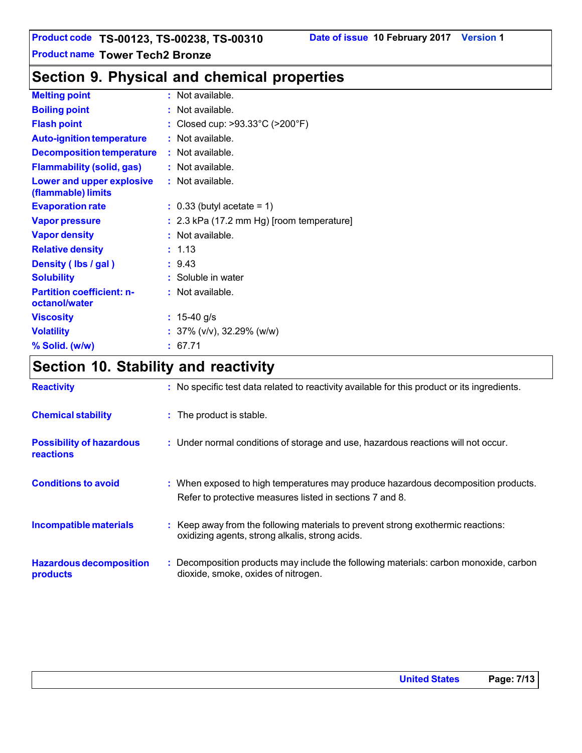## Section 9. Physical and chemical properties

| Property | Value |
|---|---|
| **Melting point** | Not available. |
| **Boiling point** | Not available. |
| **Flash point** | Closed cup: >93.33°C (>200°F) |
| **Auto-ignition temperature** | Not available. |
| **Decomposition temperature** | Not available. |
| **Flammability (solid, gas)** | Not available. |
| **Lower and upper explosive (flammable) limits** | Not available. |
| **Evaporation rate** | 0.33 (butyl acetate = 1) |
| **Vapor pressure** | 2.3 kPa (17.2 mm Hg) [room temperature] |
| **Vapor density** | Not available. |
| **Relative density** | 1.13 |
| **Density ( lbs / gal )** | 9.43 |
| **Solubility** | Soluble in water |
| **Partition coefficient: n-octanol/water** | Not available. |
| **Viscosity** | 15-40 g/s |
| **Volatility** | 37% (v/v), 32.29% (w/w) |
| **% Solid. (w/w)** | 67.71 |

## Section 10. Stability and reactivity

**Reactivity** : No specific test data related to reactivity available for this product or its ingredients.

**Chemical stability** : The product is stable.

**Possibility of hazardous reactions** : Under normal conditions of storage and use, hazardous reactions will not occur.

**Conditions to avoid** : When exposed to high temperatures may produce hazardous decomposition products. Refer to protective measures listed in sections 7 and 8.

**Incompatible materials** : Keep away from the following materials to prevent strong exothermic reactions: oxidizing agents, strong alkalis, strong acids.

**Hazardous decomposition products** : Decomposition products may include the following materials: carbon monoxide, carbon dioxide, smoke, oxides of nitrogen.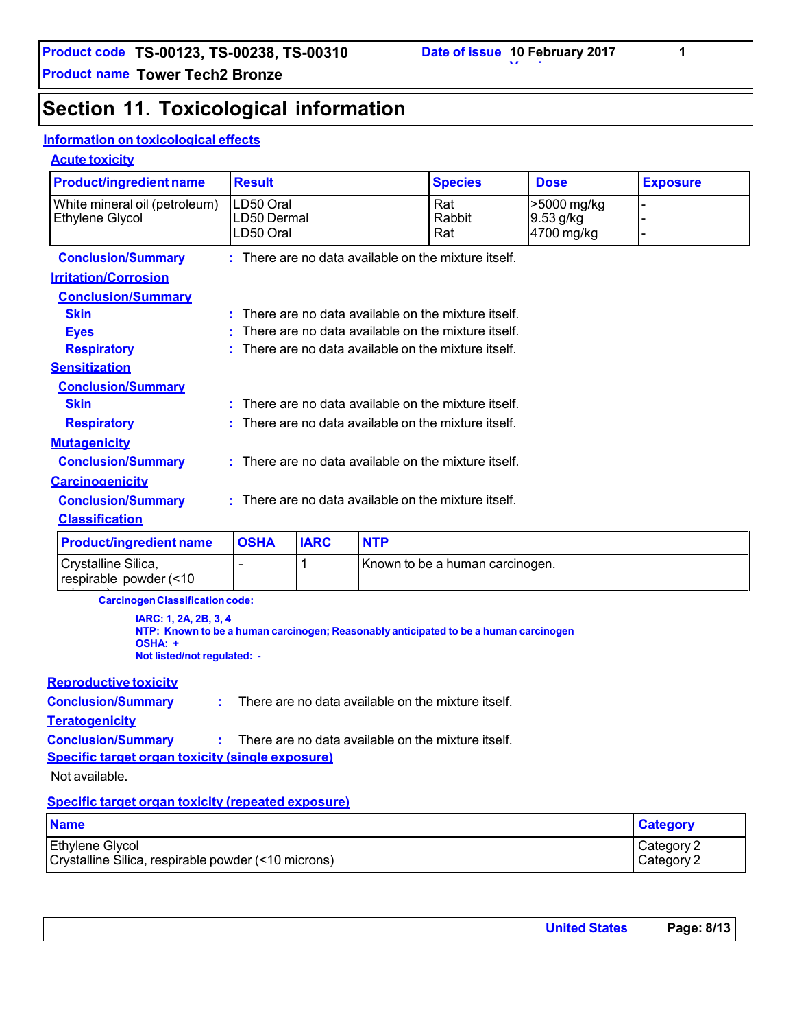Product code TS-00123, TS-00238, TS-00310
Product name Tower Tech2 Bronze
Date of issue 10 February 2017

# Section 11. Toxicological information

## Information on toxicological effects

### Acute toxicity

| Product/ingredient name | Result | Species | Dose | Exposure |
|---|---|---|---|---|
| White mineral oil (petroleum) | LD50 Oral | Rat | >5000 mg/kg | - |
| Ethylene Glycol | LD50 Dermal | Rabbit | 9.53 g/kg | - |
| | LD50 Oral | Rat | 4700 mg/kg | - |

**Conclusion/Summary** : There are no data available on the mixture itself.

### Irritation/Corrosion

**Conclusion/Summary**

**Skin** : There are no data available on the mixture itself.

**Eyes** : There are no data available on the mixture itself.

**Respiratory** : There are no data available on the mixture itself.

### Sensitization

**Conclusion/Summary**

**Skin** : There are no data available on the mixture itself.

**Respiratory** : There are no data available on the mixture itself.

### Mutagenicity

**Conclusion/Summary** : There are no data available on the mixture itself.

### Carcinogenicity

**Conclusion/Summary** : There are no data available on the mixture itself.

**Classification**

| Product/ingredient name | OSHA | IARC | NTP |
|---|---|---|---|
| Crystalline Silica, respirable powder (<10 microns) | - | 1 | Known to be a human carcinogen. |

**Carcinogen Classification code:**

**IARC: 1, 2A, 2B, 3, 4**
**NTP: Known to be a human carcinogen; Reasonably anticipated to be a human carcinogen**
**OSHA: +**
**Not listed/not regulated: -**

### Reproductive toxicity

**Conclusion/Summary** : There are no data available on the mixture itself.

### Teratogenicity

**Conclusion/Summary** : There are no data available on the mixture itself.

### Specific target organ toxicity (single exposure)

Not available.

### Specific target organ toxicity (repeated exposure)

| Name | Category |
|---|---|
| Ethylene Glycol | Category 2 |
| Crystalline Silica, respirable powder (<10 microns) | Category 2 |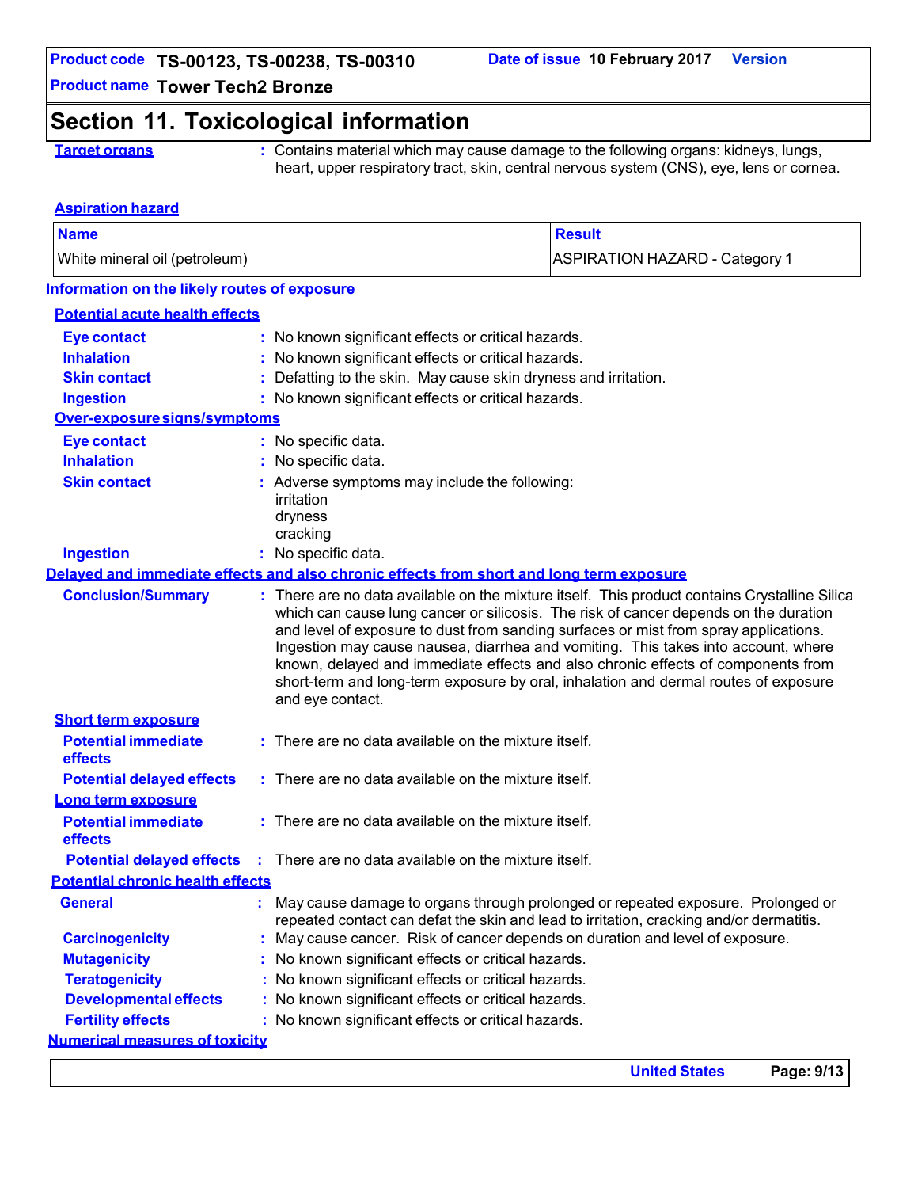## Section 11. Toxicological information

**Target organs** : Contains material which may cause damage to the following organs: kidneys, lungs, heart, upper respiratory tract, skin, central nervous system (CNS), eye, lens or cornea.

**Aspiration hazard**

| Name | Result |
| --- | --- |
| White mineral oil (petroleum) | ASPIRATION HAZARD - Category 1 |

**Information on the likely routes of exposure**

**Potential acute health effects**

- **Eye contact** : No known significant effects or critical hazards.
- **Inhalation** : No known significant effects or critical hazards.
- **Skin contact** : Defatting to the skin. May cause skin dryness and irritation.
- **Ingestion** : No known significant effects or critical hazards.

**Over-exposure signs/symptoms**

- **Eye contact** : No specific data.
- **Inhalation** : No specific data.
- **Skin contact** : Adverse symptoms may include the following:
  irritation
  dryness
  cracking
- **Ingestion** : No specific data.

**Delayed and immediate effects and also chronic effects from short and long term exposure**

**Conclusion/Summary** : There are no data available on the mixture itself. This product contains Crystalline Silica which can cause lung cancer or silicosis. The risk of cancer depends on the duration and level of exposure to dust from sanding surfaces or mist from spray applications. Ingestion may cause nausea, diarrhea and vomiting. This takes into account, where known, delayed and immediate effects and also chronic effects of components from short-term and long-term exposure by oral, inhalation and dermal routes of exposure and eye contact.

**Short term exposure**

- **Potential immediate effects** : There are no data available on the mixture itself.
- **Potential delayed effects** : There are no data available on the mixture itself.

**Long term exposure**

- **Potential immediate effects** : There are no data available on the mixture itself.
- **Potential delayed effects** : There are no data available on the mixture itself.

**Potential chronic health effects**

- **General** : May cause damage to organs through prolonged or repeated exposure. Prolonged or repeated contact can defat the skin and lead to irritation, cracking and/or dermatitis.
- **Carcinogenicity** : May cause cancer. Risk of cancer depends on duration and level of exposure.
- **Mutagenicity** : No known significant effects or critical hazards.
- **Teratogenicity** : No known significant effects or critical hazards.
- **Developmental effects** : No known significant effects or critical hazards.
- **Fertility effects** : No known significant effects or critical hazards.

**Numerical measures of toxicity**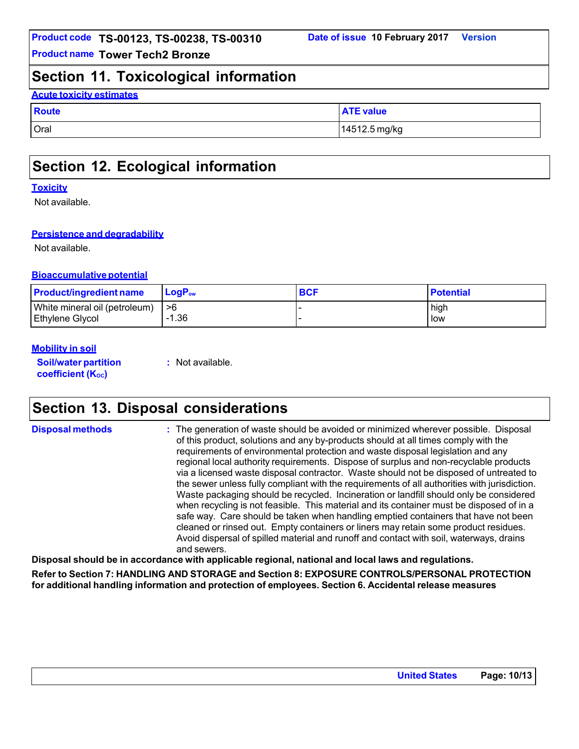## Section 11. Toxicological information

**Acute toxicity estimates**

| Route | ATE value |
|---|---|
| Oral | 14512.5 mg/kg |

## Section 12. Ecological information

**Toxicity**

Not available.

**Persistence and degradability**

Not available.

**Bioaccumulative potential**

| Product/ingredient name | $LogP_{ow}$ | BCF | Potential |
|---|---|---|---|
| White mineral oil (petroleum) | >6 | - | high |
| Ethylene Glycol | -1.36 | - | low |

**Mobility in soil**

**Soil/water partition coefficient ($K_{OC}$)** : Not available.

## Section 13. Disposal considerations

**Disposal methods** : The generation of waste should be avoided or minimized wherever possible. Disposal of this product, solutions and any by-products should at all times comply with the requirements of environmental protection and waste disposal legislation and any regional local authority requirements. Dispose of surplus and non-recyclable products via a licensed waste disposal contractor. Waste should not be disposed of untreated to the sewer unless fully compliant with the requirements of all authorities with jurisdiction. Waste packaging should be recycled. Incineration or landfill should only be considered when recycling is not feasible. This material and its container must be disposed of in a safe way. Care should be taken when handling emptied containers that have not been cleaned or rinsed out. Empty containers or liners may retain some product residues. Avoid dispersal of spilled material and runoff and contact with soil, waterways, drains and sewers.

**Disposal should be in accordance with applicable regional, national and local laws and regulations.**

**Refer to Section 7: HANDLING AND STORAGE and Section 8: EXPOSURE CONTROLS/PERSONAL PROTECTION for additional handling information and protection of employees. Section 6. Accidental release measures**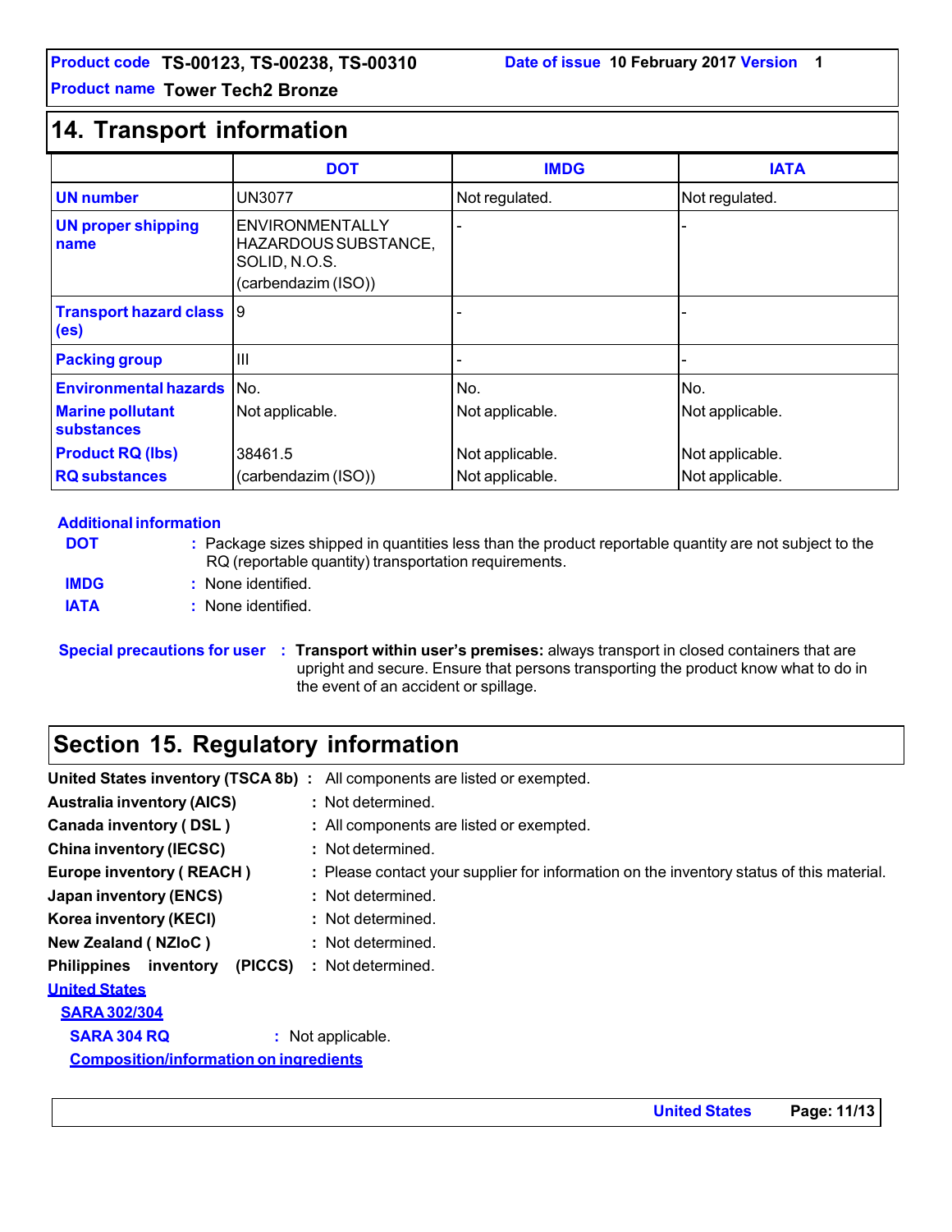## 14. Transport information

| | DOT | IMDG | IATA |
|---|---|---|---|
| **UN number** | UN3077 | Not regulated. | Not regulated. |
| **UN proper shipping name** | ENVIRONMENTALLY HAZARDOUS SUBSTANCE, SOLID, N.O.S. (carbendazim (ISO)) | - | - |
| **Transport hazard class (es)** | 9 | - | - |
| **Packing group** | III | - | - |
| **Environmental hazards** | No. | No. | No. |
| **Marine pollutant substances** | Not applicable. | Not applicable. | Not applicable. |
| **Product RQ (lbs)** | 38461.5 | Not applicable. | Not applicable. |
| **RQ substances** | (carbendazim (ISO)) | Not applicable. | Not applicable. |

**Additional information**

**DOT** : Package sizes shipped in quantities less than the product reportable quantity are not subject to the RQ (reportable quantity) transportation requirements.

**IMDG** : None identified.

**IATA** : None identified.

**Special precautions for user** : **Transport within user's premises:** always transport in closed containers that are upright and secure. Ensure that persons transporting the product know what to do in the event of an accident or spillage.

## Section 15. Regulatory information

**United States inventory (TSCA 8b)** : All components are listed or exempted.

**Australia inventory (AICS)** : Not determined.

**Canada inventory ( DSL )** : All components are listed or exempted.

**China inventory (IECSC)** : Not determined.

**Europe inventory ( REACH )** : Please contact your supplier for information on the inventory status of this material.

**Japan inventory (ENCS)** : Not determined.

**Korea inventory (KECI)** : Not determined.

**New Zealand ( NZIoC )** : Not determined.

**Philippines inventory (PICCS)** : Not determined.

**United States**

**SARA 302/304**

**SARA 304 RQ** : Not applicable.

**Composition/information on ingredients**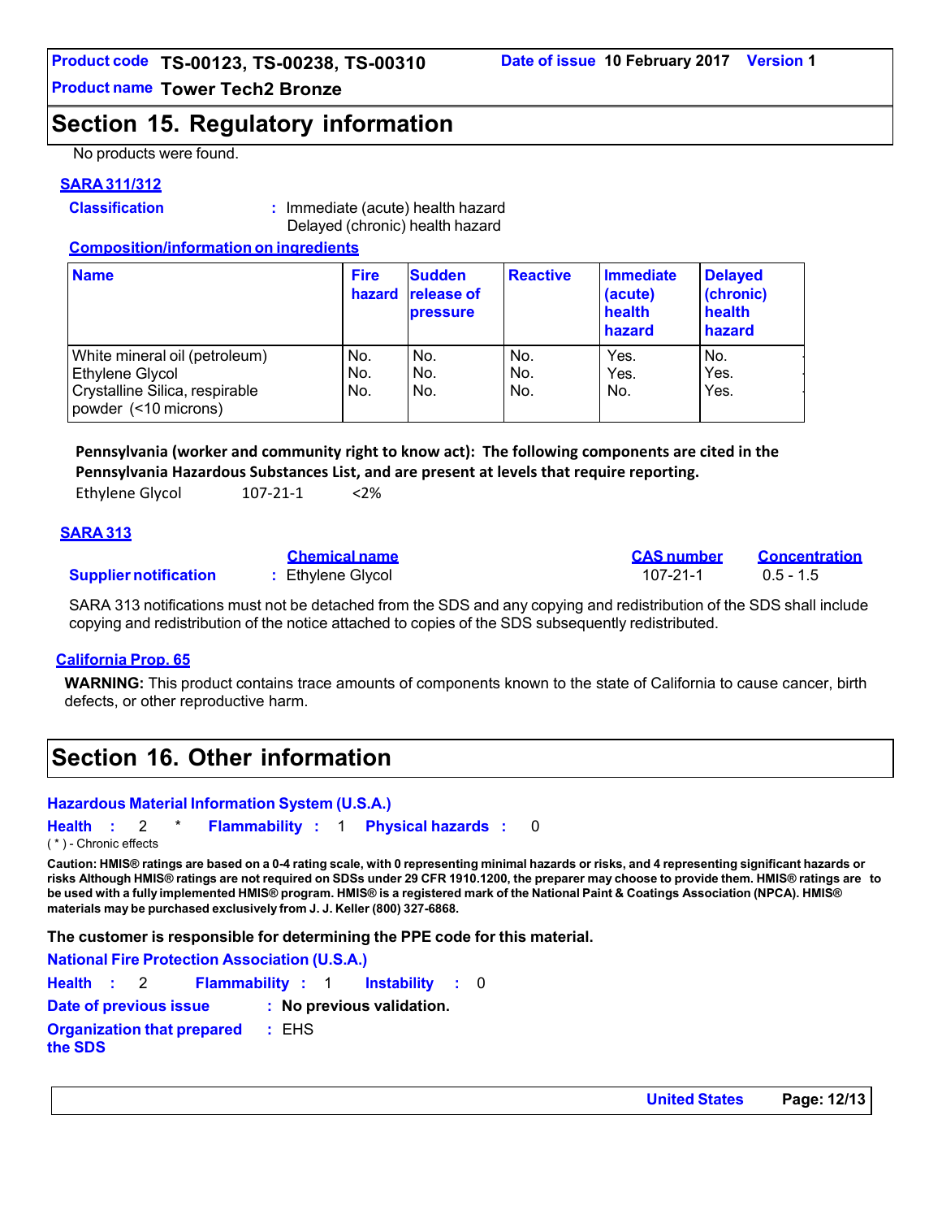## Section 15. Regulatory information

No products were found.

### SARA 311/312

**Classification** : Immediate (acute) health hazard
Delayed (chronic) health hazard

**Composition/information on ingredients**

| Name | Fire hazard | Sudden release of pressure | Reactive | Immediate (acute) health hazard | Delayed (chronic) health hazard |
|---|---|---|---|---|---|
| White mineral oil (petroleum) | No. | No. | No. | Yes. | No. |
| Ethylene Glycol | No. | No. | No. | Yes. | Yes. |
| Crystalline Silica, respirable powder (<10 microns) | No. | No. | No. | No. | Yes. |

**Pennsylvania (worker and community right to know act): The following components are cited in the Pennsylvania Hazardous Substances List, and are present at levels that require reporting.**

Ethylene Glycol 107-21-1 <2%

### SARA 313

| | Chemical name | CAS number | Concentration |
|---|---|---|---|
| **Supplier notification** | : Ethylene Glycol | 107-21-1 | 0.5 - 1.5 |

SARA 313 notifications must not be detached from the SDS and any copying and redistribution of the SDS shall include copying and redistribution of the notice attached to copies of the SDS subsequently redistributed.

### California Prop. 65

**WARNING:** This product contains trace amounts of components known to the state of California to cause cancer, birth defects, or other reproductive harm.

## Section 16. Other information

**Hazardous Material Information System (U.S.A.)**

**Health** : 2 * **Flammability** : 1 **Physical hazards** : 0

( * ) - Chronic effects

**Caution: HMIS® ratings are based on a 0-4 rating scale, with 0 representing minimal hazards or risks, and 4 representing significant hazards or risks Although HMIS® ratings are not required on SDSs under 29 CFR 1910.1200, the preparer may choose to provide them. HMIS® ratings are to be used with a fully implemented HMIS® program. HMIS® is a registered mark of the National Paint & Coatings Association (NPCA). HMIS® materials may be purchased exclusively from J. J. Keller (800) 327-6868.**

**The customer is responsible for determining the PPE code for this material.**

**National Fire Protection Association (U.S.A.)**

**Health** : 2 **Flammability** : 1 **Instability** : 0

**Date of previous issue** : **No previous validation.**

**Organization that prepared the SDS** : EHS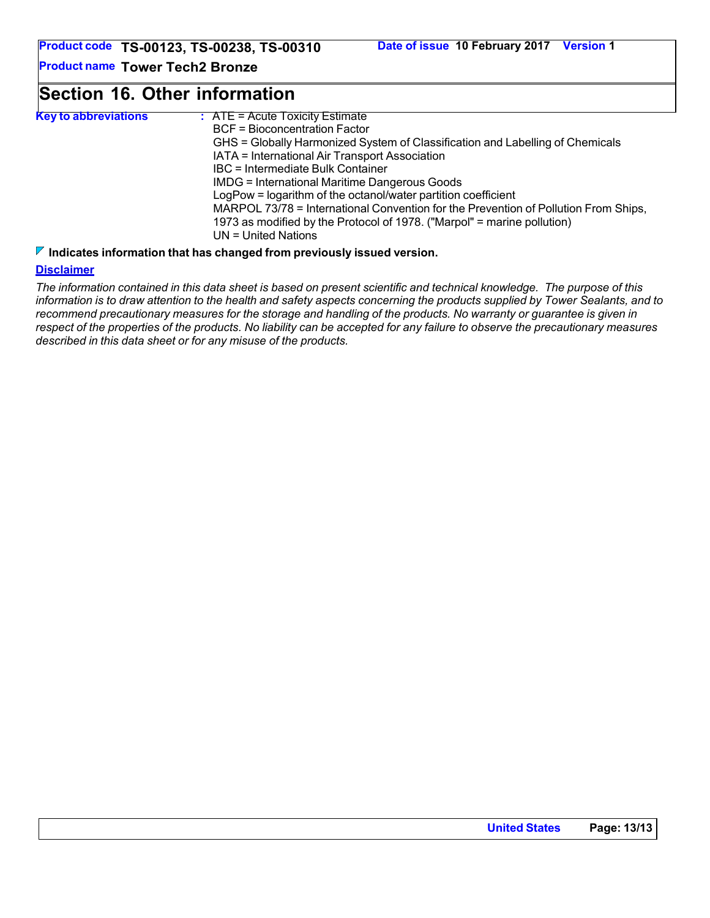## Section 16. Other information

**Key to abbreviations** : ATE = Acute Toxicity Estimate
BCF = Bioconcentration Factor
GHS = Globally Harmonized System of Classification and Labelling of Chemicals
IATA = International Air Transport Association
IBC = Intermediate Bulk Container
IMDG = International Maritime Dangerous Goods
LogPow = logarithm of the octanol/water partition coefficient
MARPOL 73/78 = International Convention for the Prevention of Pollution From Ships, 1973 as modified by the Protocol of 1978. ("Marpol" = marine pollution)
UN = United Nations

**Indicates information that has changed from previously issued version.**

**Disclaimer**

*The information contained in this data sheet is based on present scientific and technical knowledge. The purpose of this information is to draw attention to the health and safety aspects concerning the products supplied by Tower Sealants, and to recommend precautionary measures for the storage and handling of the products. No warranty or guarantee is given in respect of the properties of the products. No liability can be accepted for any failure to observe the precautionary measures described in this data sheet or for any misuse of the products.*